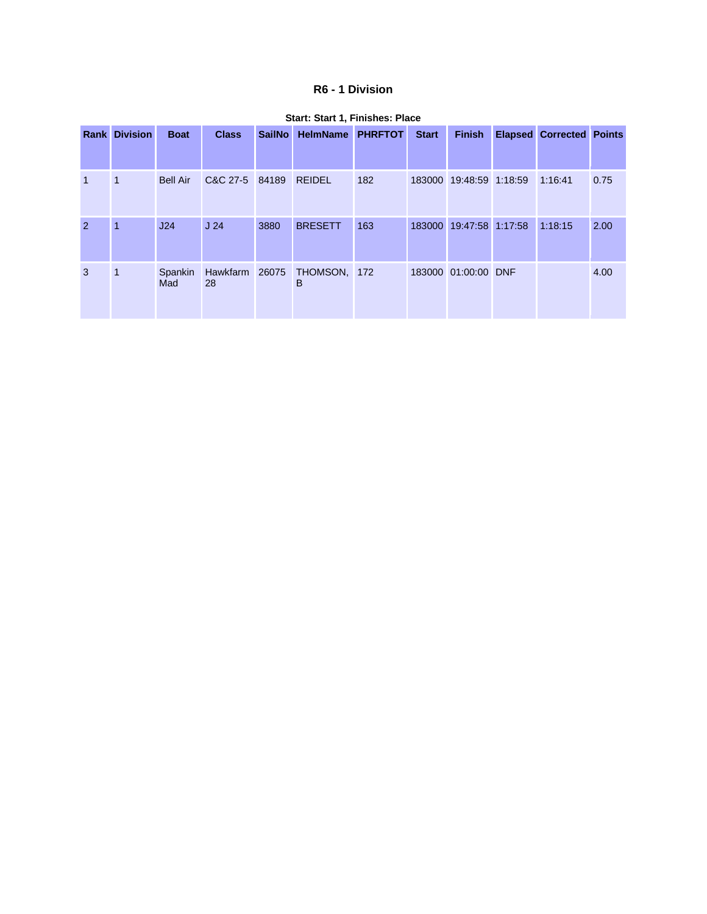## R6 - 1 Division

**Start: Start 1, Finishes: Place**

| Rank | Division | Boat | Class | SailNo | HelmName | PHRFTOT | Start | Finish | Elapsed | Corrected | Points |
|---|---|---|---|---|---|---|---|---|---|---|---|
| 1 | 1 | Bell Air | C&C 27-5 | 84189 | REIDEL | 182 | 183000 | 19:48:59 | 1:18:59 | 1:16:41 | 0.75 |
| 2 | 1 | J24 | J 24 | 3880 | BRESETT | 163 | 183000 | 19:47:58 | 1:17:58 | 1:18:15 | 2.00 |
| 3 | 1 | Spankin Mad | Hawkfarm 28 | 26075 | THOMSON, B | 172 | 183000 | 01:00:00 | DNF | | 4.00 |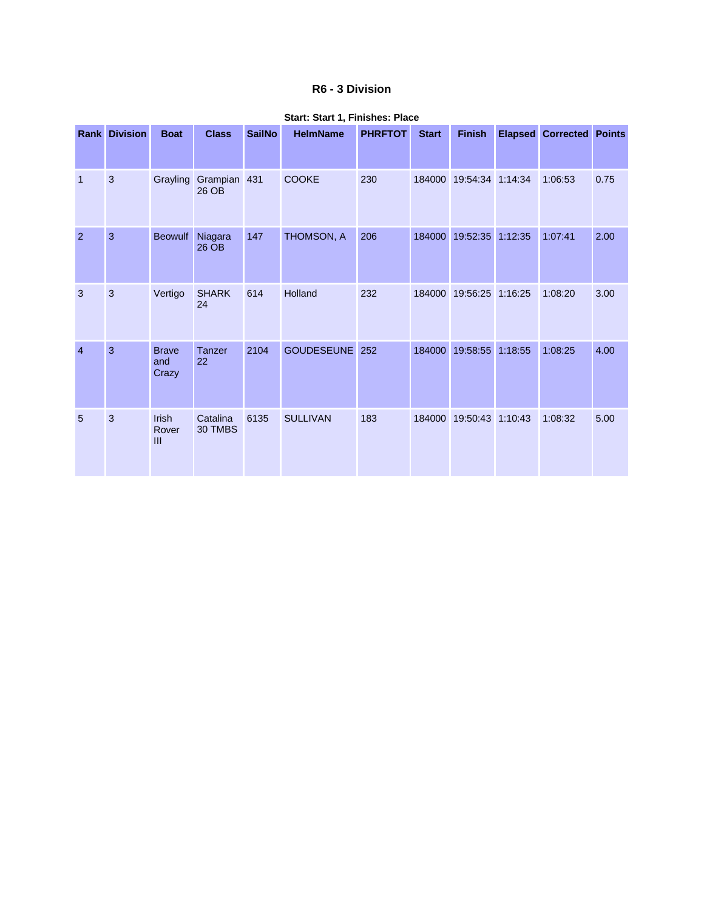## R6 - 3 Division

**Start: Start 1, Finishes: Place**

| Rank | Division | Boat | Class | SailNo | HelmName | PHRFTOT | Start | Finish | Elapsed | Corrected | Points |
|---|---|---|---|---|---|---|---|---|---|---|---|
| 1 | 3 | Grayling | Grampian 26 OB | 431 | COOKE | 230 | 184000 | 19:54:34 | 1:14:34 | 1:06:53 | 0.75 |
| 2 | 3 | Beowulf | Niagara 26 OB | 147 | THOMSON, A | 206 | 184000 | 19:52:35 | 1:12:35 | 1:07:41 | 2.00 |
| 3 | 3 | Vertigo | SHARK 24 | 614 | Holland | 232 | 184000 | 19:56:25 | 1:16:25 | 1:08:20 | 3.00 |
| 4 | 3 | Brave and Crazy | Tanzer 22 | 2104 | GOUDESEUNE | 252 | 184000 | 19:58:55 | 1:18:55 | 1:08:25 | 4.00 |
| 5 | 3 | Irish Rover III | Catalina 30 TMBS | 6135 | SULLIVAN | 183 | 184000 | 19:50:43 | 1:10:43 | 1:08:32 | 5.00 |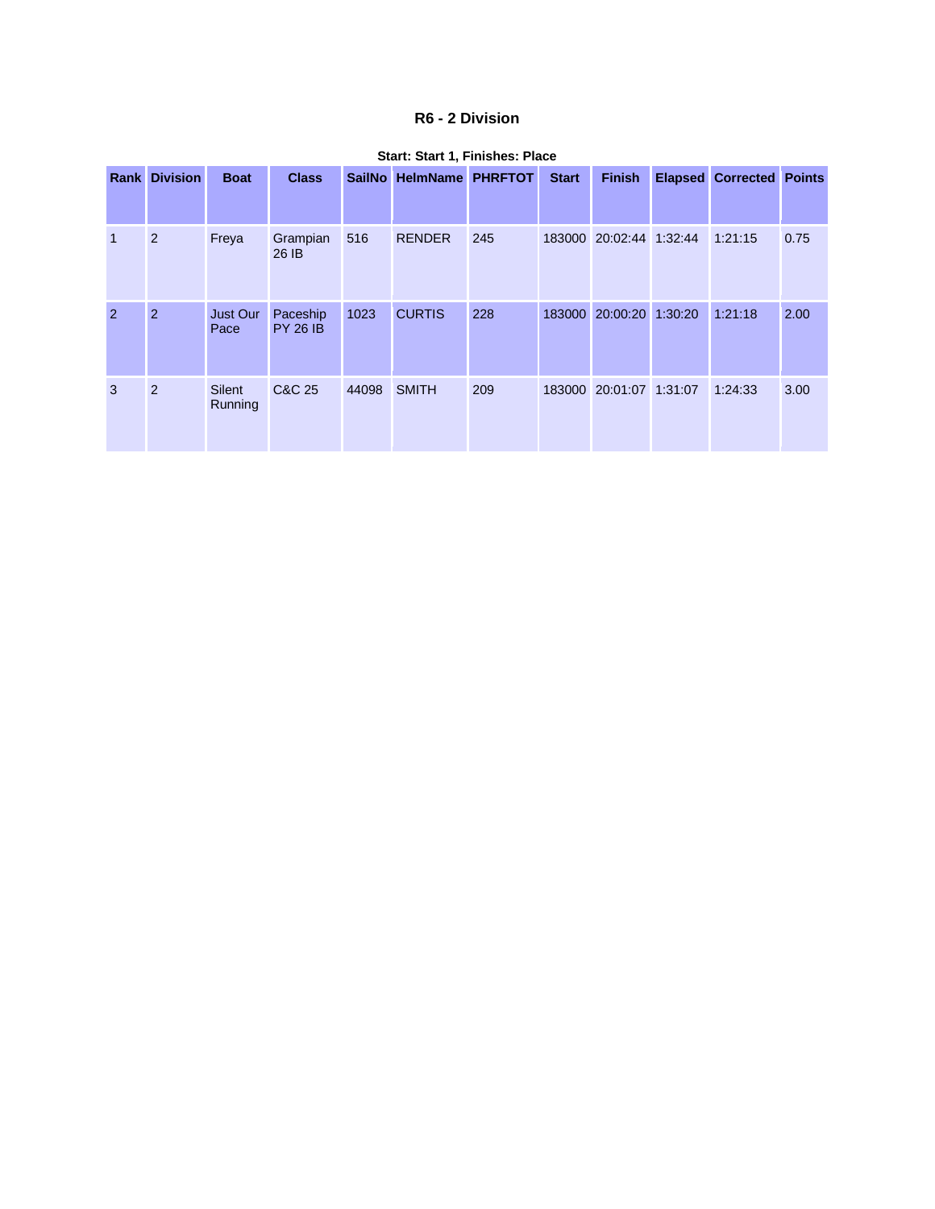## R6 - 2 Division

**Start: Start 1, Finishes: Place**

| Rank | Division | Boat | Class | SailNo | HelmName | PHRFTOT | Start | Finish | Elapsed | Corrected | Points |
|---|---|---|---|---|---|---|---|---|---|---|---|
| 1 | 2 | Freya | Grampian 26 IB | 516 | RENDER | 245 | 183000 | 20:02:44 | 1:32:44 | 1:21:15 | 0.75 |
| 2 | 2 | Just Our Pace | Paceship PY 26 IB | 1023 | CURTIS | 228 | 183000 | 20:00:20 | 1:30:20 | 1:21:18 | 2.00 |
| 3 | 2 | Silent Running | C&C 25 | 44098 | SMITH | 209 | 183000 | 20:01:07 | 1:31:07 | 1:24:33 | 3.00 |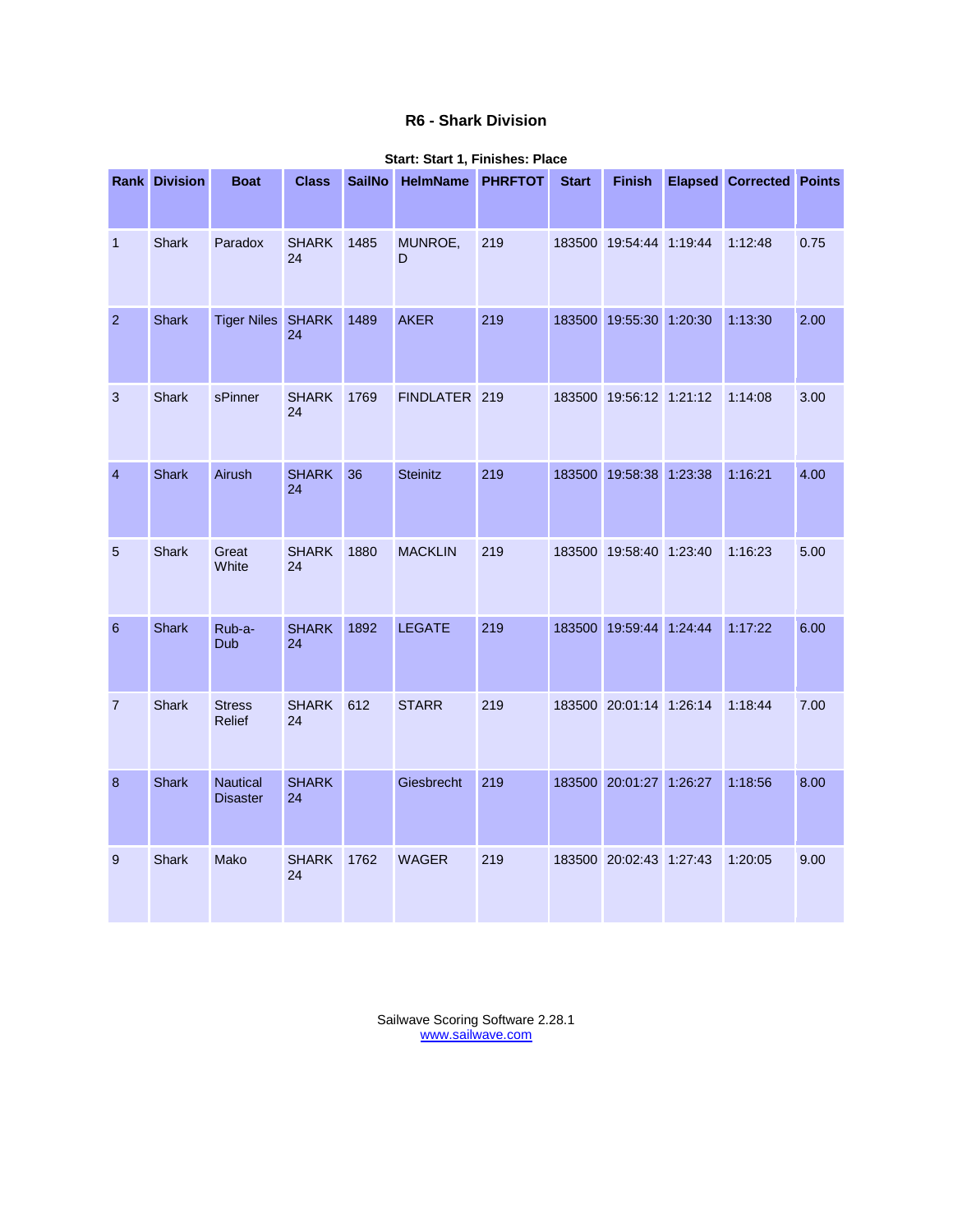# R6 - Shark Division

**Start: Start 1, Finishes: Place**

| Rank | Division | Boat | Class | SailNo | HelmName | PHRFTOT | Start | Finish | Elapsed | Corrected | Points |
|---|---|---|---|---|---|---|---|---|---|---|---|
| 1 | Shark | Paradox | SHARK 24 | 1485 | MUNROE, D | 219 | 183500 | 19:54:44 | 1:19:44 | 1:12:48 | 0.75 |
| 2 | Shark | Tiger Niles | SHARK 24 | 1489 | AKER | 219 | 183500 | 19:55:30 | 1:20:30 | 1:13:30 | 2.00 |
| 3 | Shark | sPinner | SHARK 24 | 1769 | FINDLATER | 219 | 183500 | 19:56:12 | 1:21:12 | 1:14:08 | 3.00 |
| 4 | Shark | Airush | SHARK 24 | 36 | Steinitz | 219 | 183500 | 19:58:38 | 1:23:38 | 1:16:21 | 4.00 |
| 5 | Shark | Great White | SHARK 24 | 1880 | MACKLIN | 219 | 183500 | 19:58:40 | 1:23:40 | 1:16:23 | 5.00 |
| 6 | Shark | Rub-a-Dub | SHARK 24 | 1892 | LEGATE | 219 | 183500 | 19:59:44 | 1:24:44 | 1:17:22 | 6.00 |
| 7 | Shark | Stress Relief | SHARK 24 | 612 | STARR | 219 | 183500 | 20:01:14 | 1:26:14 | 1:18:44 | 7.00 |
| 8 | Shark | Nautical Disaster | SHARK 24 | | Giesbrecht | 219 | 183500 | 20:01:27 | 1:26:27 | 1:18:56 | 8.00 |
| 9 | Shark | Mako | SHARK 24 | 1762 | WAGER | 219 | 183500 | 20:02:43 | 1:27:43 | 1:20:05 | 9.00 |

Sailwave Scoring Software 2.28.1
www.sailwave.com